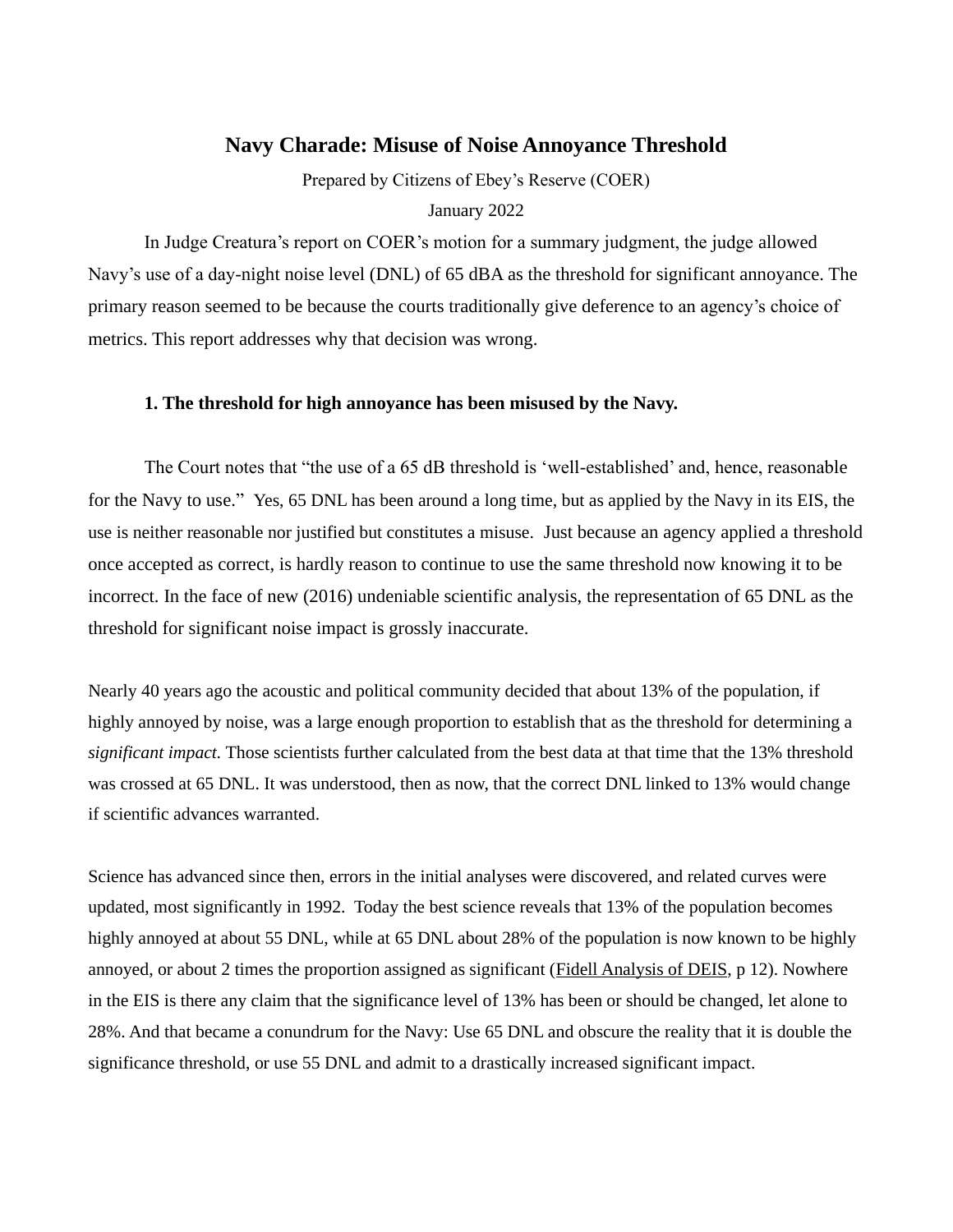# Navy Charade: Misuse of Noise Annoyance Threshold

Prepared by Citizens of Ebey's Reserve (COER)

January 2022

In Judge Creatura's report on COER's motion for a summary judgment, the judge allowed Navy's use of a day-night noise level (DNL) of 65 dBA as the threshold for significant annoyance. The primary reason seemed to be because the courts traditionally give deference to an agency's choice of metrics. This report addresses why that decision was wrong.

### 1. The threshold for high annoyance has been misused by the Navy.

The Court notes that "the use of a 65 dB threshold is 'well-established' and, hence, reasonable for the Navy to use." Yes, 65 DNL has been around a long time, but as applied by the Navy in its EIS, the use is neither reasonable nor justified but constitutes a misuse. Just because an agency applied a threshold once accepted as correct, is hardly reason to continue to use the same threshold now knowing it to be incorrect. In the face of new (2016) undeniable scientific analysis, the representation of 65 DNL as the threshold for significant noise impact is grossly inaccurate.

Nearly 40 years ago the acoustic and political community decided that about 13% of the population, if highly annoyed by noise, was a large enough proportion to establish that as the threshold for determining a *significant impact.* Those scientists further calculated from the best data at that time that the 13% threshold was crossed at 65 DNL. It was understood, then as now, that the correct DNL linked to 13% would change if scientific advances warranted.

Science has advanced since then, errors in the initial analyses were discovered, and related curves were updated, most significantly in 1992. Today the best science reveals that 13% of the population becomes highly annoyed at about 55 DNL, while at 65 DNL about 28% of the population is now known to be highly annoyed, or about 2 times the proportion assigned as significant (Fidell Analysis of DEIS, p 12). Nowhere in the EIS is there any claim that the significance level of 13% has been or should be changed, let alone to 28%. And that became a conundrum for the Navy: Use 65 DNL and obscure the reality that it is double the significance threshold, or use 55 DNL and admit to a drastically increased significant impact.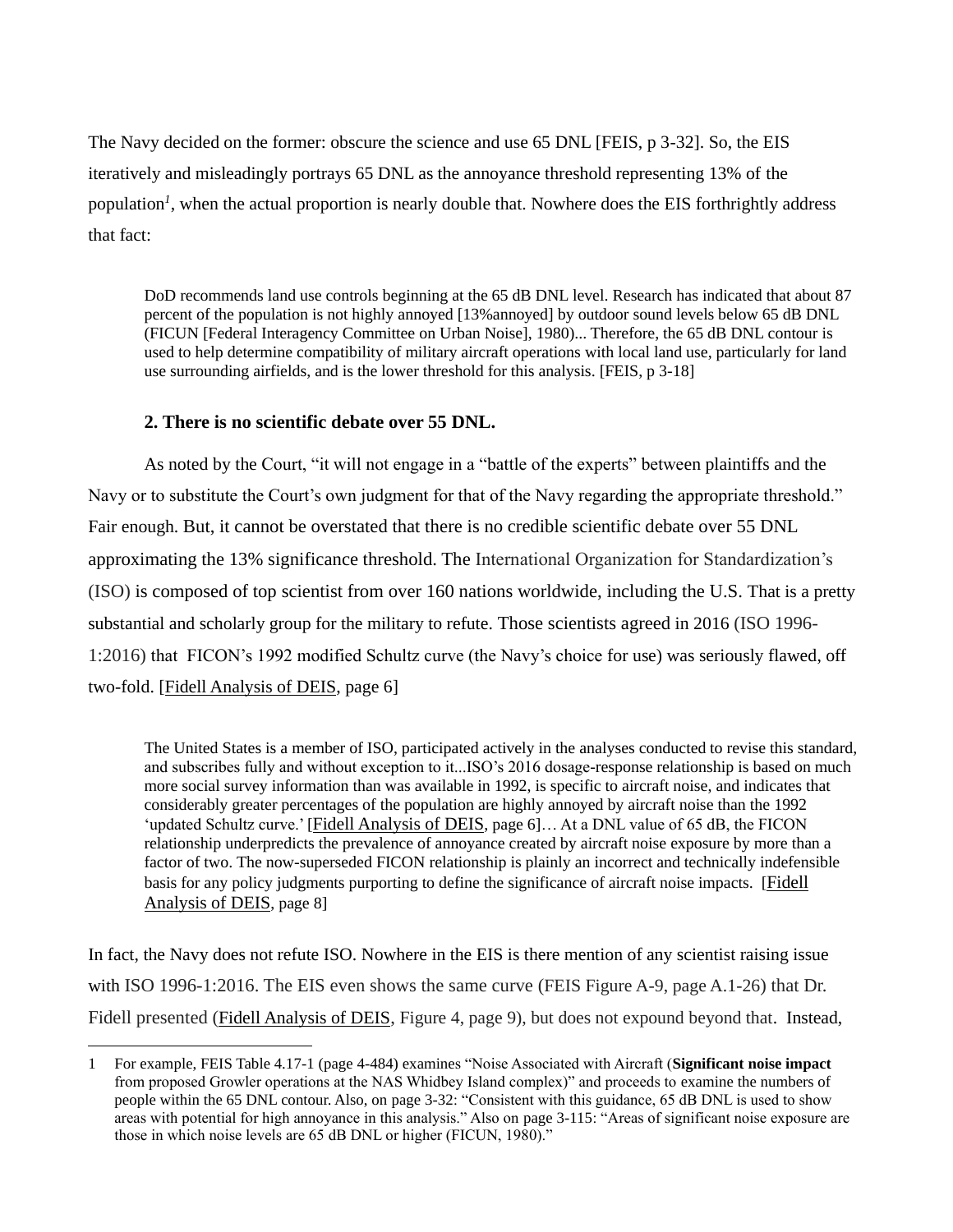The Navy decided on the former: obscure the science and use 65 DNL [FEIS, p 3-32]. So, the EIS iteratively and misleadingly portrays 65 DNL as the annoyance threshold representing 13% of the population[1], when the actual proportion is nearly double that. Nowhere does the EIS forthrightly address that fact:

> DoD recommends land use controls beginning at the 65 dB DNL level. Research has indicated that about 87 percent of the population is not highly annoyed [13%annoyed] by outdoor sound levels below 65 dB DNL (FICUN [Federal Interagency Committee on Urban Noise], 1980)... Therefore, the 65 dB DNL contour is used to help determine compatibility of military aircraft operations with local land use, particularly for land use surrounding airfields, and is the lower threshold for this analysis. [FEIS, p 3-18]

### 2. There is no scientific debate over 55 DNL.

As noted by the Court, "it will not engage in a "battle of the experts" between plaintiffs and the Navy or to substitute the Court's own judgment for that of the Navy regarding the appropriate threshold." Fair enough. But, it cannot be overstated that there is no credible scientific debate over 55 DNL approximating the 13% significance threshold. The International Organization for Standardization's (ISO) is composed of top scientist from over 160 nations worldwide, including the U.S. That is a pretty substantial and scholarly group for the military to refute. Those scientists agreed in 2016 (ISO 1996-1:2016) that FICON's 1992 modified Schultz curve (the Navy's choice for use) was seriously flawed, off two-fold. [Fidell Analysis of DEIS, page 6]

> The United States is a member of ISO, participated actively in the analyses conducted to revise this standard, and subscribes fully and without exception to it...ISO's 2016 dosage-response relationship is based on much more social survey information than was available in 1992, is specific to aircraft noise, and indicates that considerably greater percentages of the population are highly annoyed by aircraft noise than the 1992 'updated Schultz curve.' [Fidell Analysis of DEIS, page 6]… At a DNL value of 65 dB, the FICON relationship underpredicts the prevalence of annoyance created by aircraft noise exposure by more than a factor of two. The now-superseded FICON relationship is plainly an incorrect and technically indefensible basis for any policy judgments purporting to define the significance of aircraft noise impacts. [Fidell Analysis of DEIS, page 8]

In fact, the Navy does not refute ISO. Nowhere in the EIS is there mention of any scientist raising issue with ISO 1996-1:2016. The EIS even shows the same curve (FEIS Figure A-9, page A.1-26) that Dr. Fidell presented (Fidell Analysis of DEIS, Figure 4, page 9), but does not expound beyond that. Instead,

---

[1] For example, FEIS Table 4.17-1 (page 4-484) examines "Noise Associated with Aircraft (**Significant noise impact** from proposed Growler operations at the NAS Whidbey Island complex)" and proceeds to examine the numbers of people within the 65 DNL contour. Also, on page 3-32: "Consistent with this guidance, 65 dB DNL is used to show areas with potential for high annoyance in this analysis." Also on page 3-115: "Areas of significant noise exposure are those in which noise levels are 65 dB DNL or higher (FICUN, 1980)."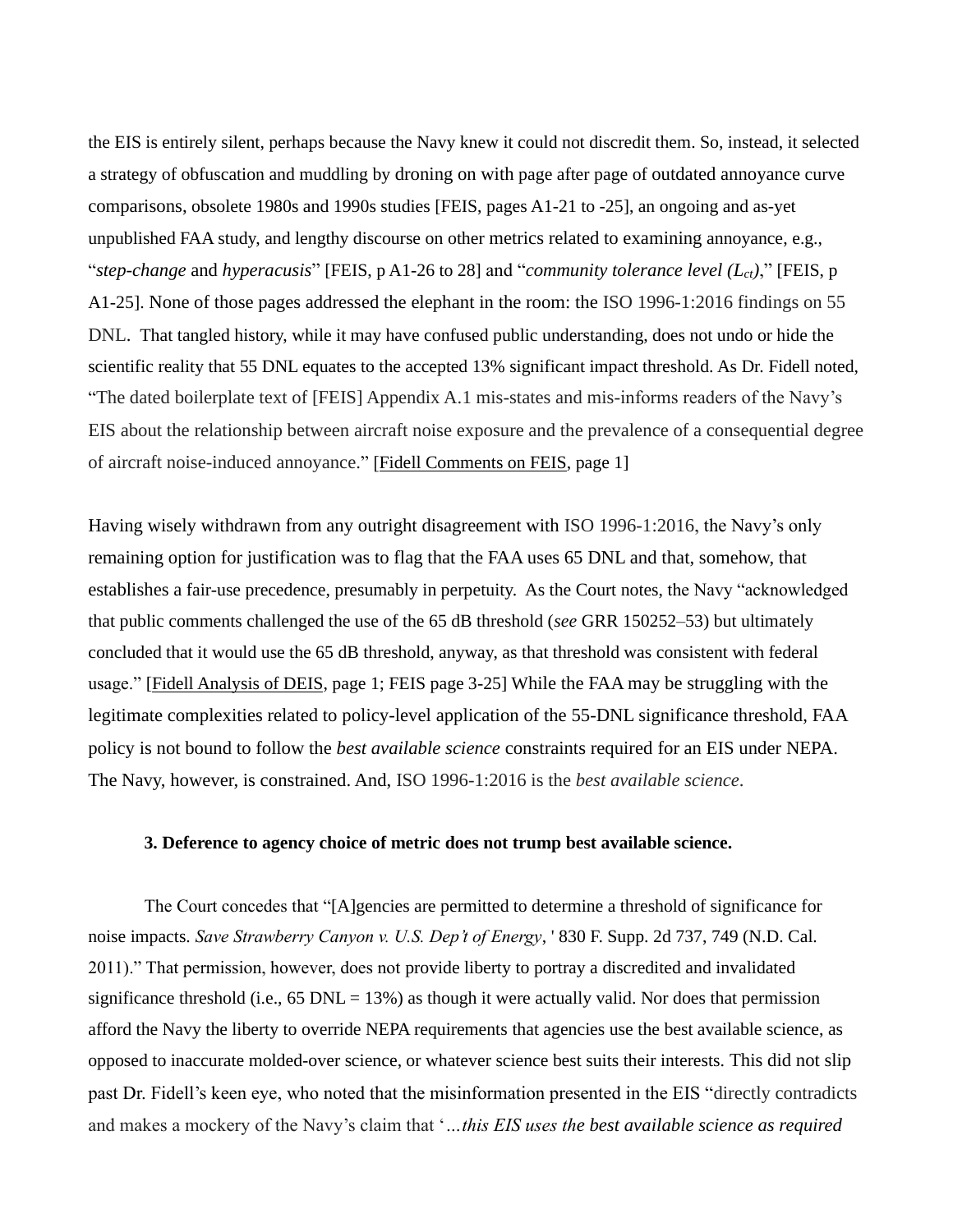the EIS is entirely silent, perhaps because the Navy knew it could not discredit them. So, instead, it selected a strategy of obfuscation and muddling by droning on with page after page of outdated annoyance curve comparisons, obsolete 1980s and 1990s studies [FEIS, pages A1-21 to -25], an ongoing and as-yet unpublished FAA study, and lengthy discourse on other metrics related to examining annoyance, e.g., "*step-change* and *hyperacusis*" [FEIS, p A1-26 to 28] and "*community tolerance level ($L_{ct}$)*," [FEIS, p A1-25]. None of those pages addressed the elephant in the room: the ISO 1996-1:2016 findings on 55 DNL. That tangled history, while it may have confused public understanding, does not undo or hide the scientific reality that 55 DNL equates to the accepted 13% significant impact threshold. As Dr. Fidell noted, "The dated boilerplate text of [FEIS] Appendix A.1 mis-states and mis-informs readers of the Navy's EIS about the relationship between aircraft noise exposure and the prevalence of a consequential degree of aircraft noise-induced annoyance." [Fidell Comments on FEIS, page 1]

Having wisely withdrawn from any outright disagreement with ISO 1996-1:2016, the Navy's only remaining option for justification was to flag that the FAA uses 65 DNL and that, somehow, that establishes a fair-use precedence, presumably in perpetuity. As the Court notes, the Navy "acknowledged that public comments challenged the use of the 65 dB threshold (*see* GRR 150252–53) but ultimately concluded that it would use the 65 dB threshold, anyway, as that threshold was consistent with federal usage." [Fidell Analysis of DEIS, page 1; FEIS page 3-25] While the FAA may be struggling with the legitimate complexities related to policy-level application of the 55-DNL significance threshold, FAA policy is not bound to follow the *best available science* constraints required for an EIS under NEPA. The Navy, however, is constrained. And, ISO 1996-1:2016 is the *best available science*.

**3. Deference to agency choice of metric does not trump best available science.**

The Court concedes that "[A]gencies are permitted to determine a threshold of significance for noise impacts. *Save Strawberry Canyon v. U.S. Dep't of Energy*, ' 830 F. Supp. 2d 737, 749 (N.D. Cal. 2011)." That permission, however, does not provide liberty to portray a discredited and invalidated significance threshold (i.e., 65 DNL = 13%) as though it were actually valid. Nor does that permission afford the Navy the liberty to override NEPA requirements that agencies use the best available science, as opposed to inaccurate molded-over science, or whatever science best suits their interests. This did not slip past Dr. Fidell's keen eye, who noted that the misinformation presented in the EIS "directly contradicts and makes a mockery of the Navy's claim that '*…this EIS uses the best available science as required*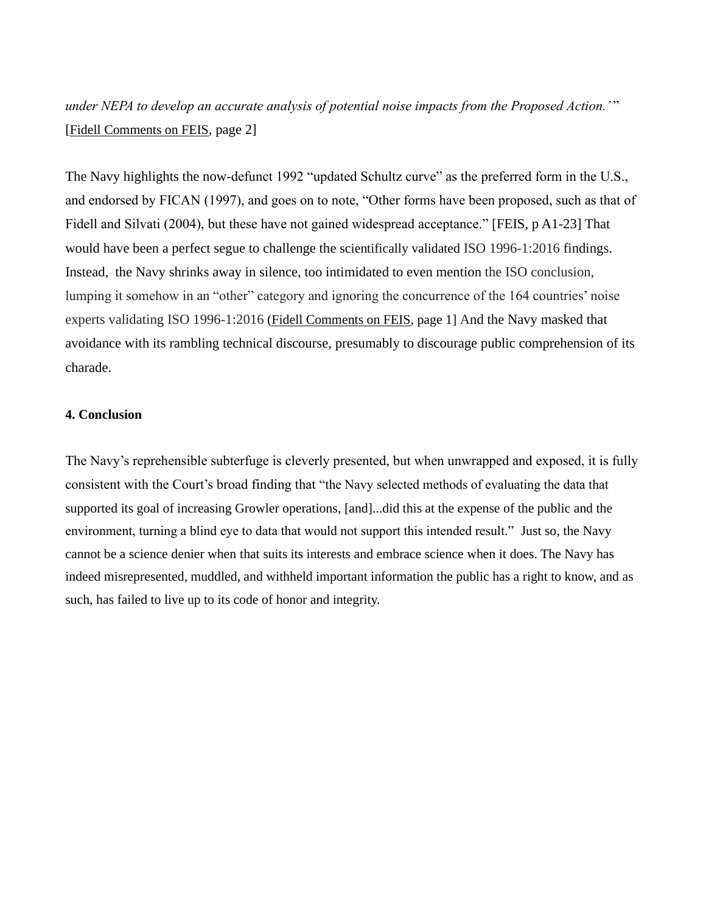*under NEPA to develop an accurate analysis of potential noise impacts from the Proposed Action.'*" [Fidell Comments on FEIS, page 2]

The Navy highlights the now-defunct 1992 "updated Schultz curve" as the preferred form in the U.S., and endorsed by FICAN (1997), and goes on to note, "Other forms have been proposed, such as that of Fidell and Silvati (2004), but these have not gained widespread acceptance." [FEIS, p A1-23] That would have been a perfect segue to challenge the scientifically validated ISO 1996-1:2016 findings. Instead, the Navy shrinks away in silence, too intimidated to even mention the ISO conclusion, lumping it somehow in an "other" category and ignoring the concurrence of the 164 countries' noise experts validating ISO 1996-1:2016 (Fidell Comments on FEIS, page 1] And the Navy masked that avoidance with its rambling technical discourse, presumably to discourage public comprehension of its charade.

**4. Conclusion**

The Navy's reprehensible subterfuge is cleverly presented, but when unwrapped and exposed, it is fully consistent with the Court's broad finding that "the Navy selected methods of evaluating the data that supported its goal of increasing Growler operations, [and]...did this at the expense of the public and the environment, turning a blind eye to data that would not support this intended result." Just so, the Navy cannot be a science denier when that suits its interests and embrace science when it does. The Navy has indeed misrepresented, muddled, and withheld important information the public has a right to know, and as such, has failed to live up to its code of honor and integrity.